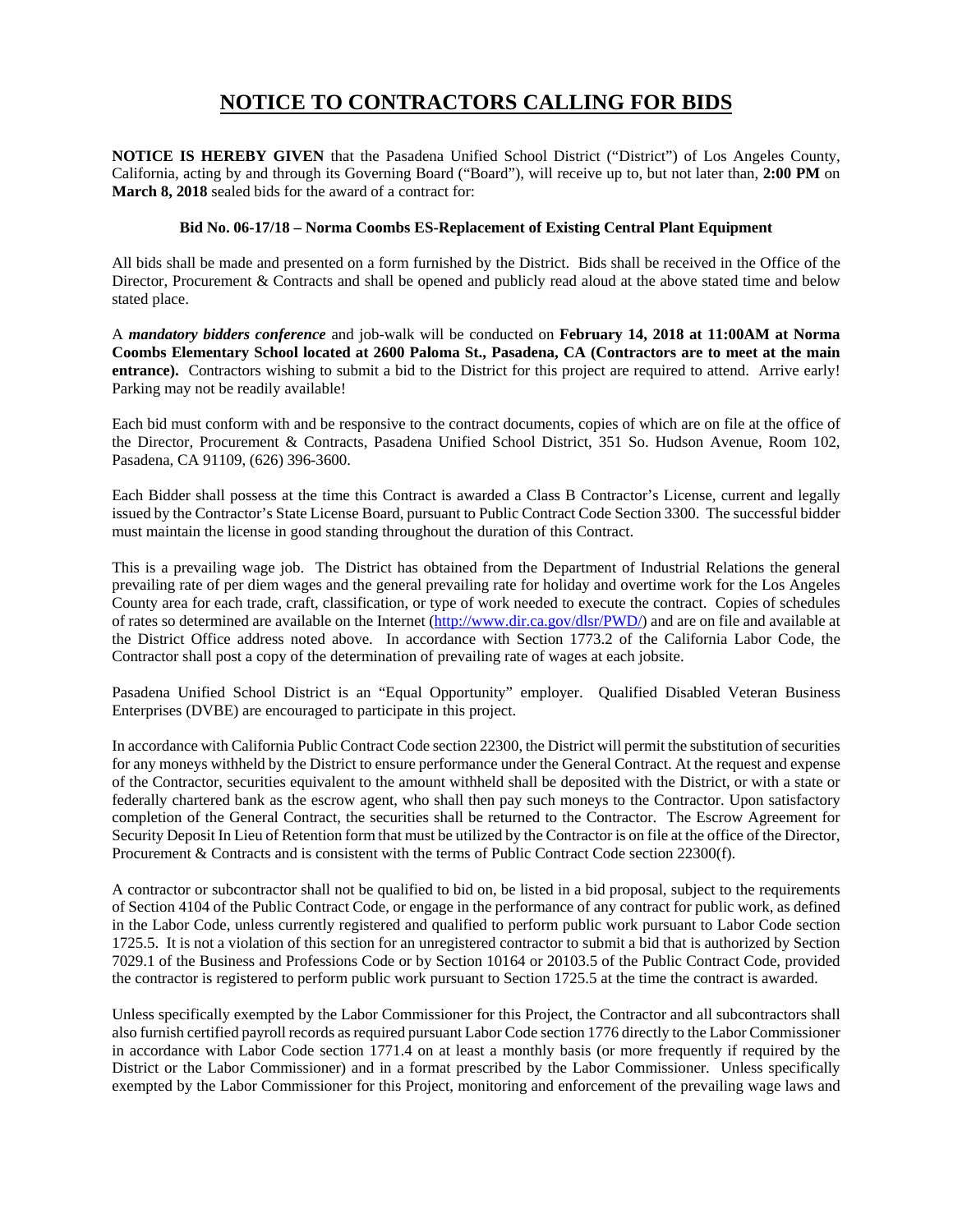# NOTICE TO CONTRACTORS CALLING FOR BIDS

**NOTICE IS HEREBY GIVEN** that the Pasadena Unified School District ("District") of Los Angeles County, California, acting by and through its Governing Board ("Board"), will receive up to, but not later than, **2:00 PM** on **March 8, 2018** sealed bids for the award of a contract for:

**Bid No. 06-17/18 – Norma Coombs ES-Replacement of Existing Central Plant Equipment**

All bids shall be made and presented on a form furnished by the District. Bids shall be received in the Office of the Director, Procurement & Contracts and shall be opened and publicly read aloud at the above stated time and below stated place.

A ***mandatory bidders conference*** and job-walk will be conducted on **February 14, 2018 at 11:00AM at Norma Coombs Elementary School located at 2600 Paloma St., Pasadena, CA (Contractors are to meet at the main entrance).** Contractors wishing to submit a bid to the District for this project are required to attend. Arrive early! Parking may not be readily available!

Each bid must conform with and be responsive to the contract documents, copies of which are on file at the office of the Director, Procurement & Contracts, Pasadena Unified School District, 351 So. Hudson Avenue, Room 102, Pasadena, CA 91109, (626) 396-3600.

Each Bidder shall possess at the time this Contract is awarded a Class B Contractor's License, current and legally issued by the Contractor's State License Board, pursuant to Public Contract Code Section 3300. The successful bidder must maintain the license in good standing throughout the duration of this Contract.

This is a prevailing wage job. The District has obtained from the Department of Industrial Relations the general prevailing rate of per diem wages and the general prevailing rate for holiday and overtime work for the Los Angeles County area for each trade, craft, classification, or type of work needed to execute the contract. Copies of schedules of rates so determined are available on the Internet ([http://www.dir.ca.gov/dlsr/PWD/](http://www.dir.ca.gov/dlsr/PWD/)) and are on file and available at the District Office address noted above. In accordance with Section 1773.2 of the California Labor Code, the Contractor shall post a copy of the determination of prevailing rate of wages at each jobsite.

Pasadena Unified School District is an "Equal Opportunity" employer. Qualified Disabled Veteran Business Enterprises (DVBE) are encouraged to participate in this project.

In accordance with California Public Contract Code section 22300, the District will permit the substitution of securities for any moneys withheld by the District to ensure performance under the General Contract. At the request and expense of the Contractor, securities equivalent to the amount withheld shall be deposited with the District, or with a state or federally chartered bank as the escrow agent, who shall then pay such moneys to the Contractor. Upon satisfactory completion of the General Contract, the securities shall be returned to the Contractor. The Escrow Agreement for Security Deposit In Lieu of Retention form that must be utilized by the Contractor is on file at the office of the Director, Procurement & Contracts and is consistent with the terms of Public Contract Code section 22300(f).

A contractor or subcontractor shall not be qualified to bid on, be listed in a bid proposal, subject to the requirements of Section 4104 of the Public Contract Code, or engage in the performance of any contract for public work, as defined in the Labor Code, unless currently registered and qualified to perform public work pursuant to Labor Code section 1725.5. It is not a violation of this section for an unregistered contractor to submit a bid that is authorized by Section 7029.1 of the Business and Professions Code or by Section 10164 or 20103.5 of the Public Contract Code, provided the contractor is registered to perform public work pursuant to Section 1725.5 at the time the contract is awarded.

Unless specifically exempted by the Labor Commissioner for this Project, the Contractor and all subcontractors shall also furnish certified payroll records as required pursuant Labor Code section 1776 directly to the Labor Commissioner in accordance with Labor Code section 1771.4 on at least a monthly basis (or more frequently if required by the District or the Labor Commissioner) and in a format prescribed by the Labor Commissioner. Unless specifically exempted by the Labor Commissioner for this Project, monitoring and enforcement of the prevailing wage laws and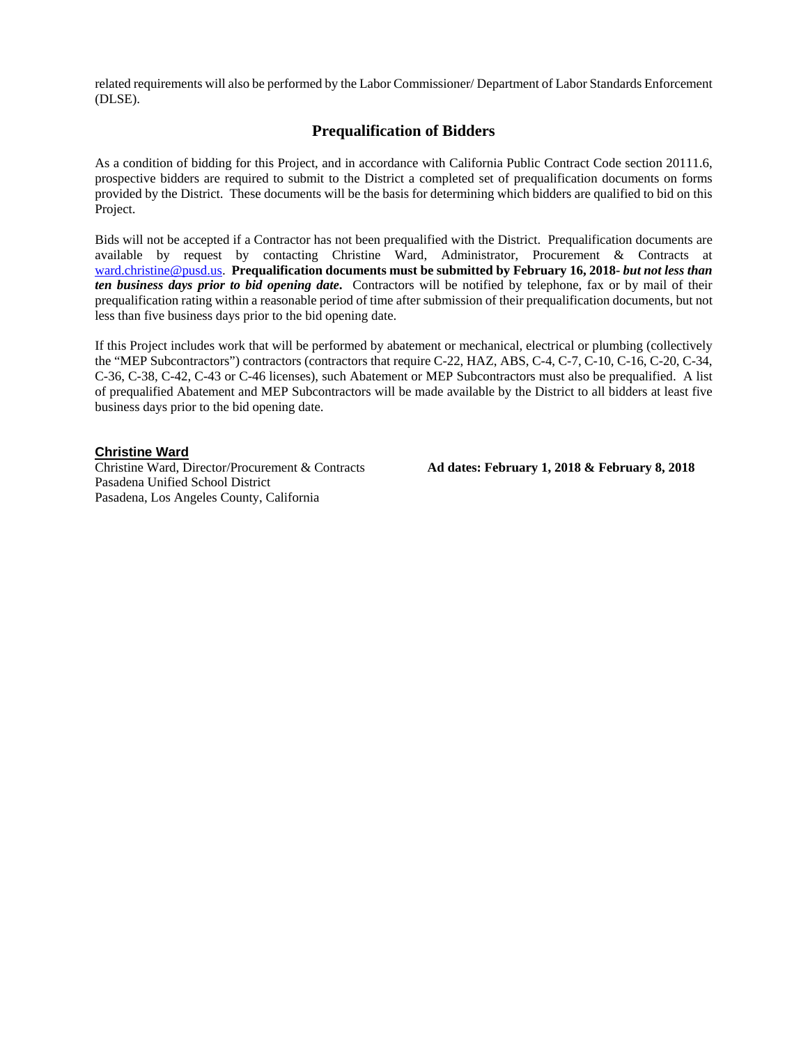related requirements will also be performed by the Labor Commissioner/ Department of Labor Standards Enforcement (DLSE).

## Prequalification of Bidders

As a condition of bidding for this Project, and in accordance with California Public Contract Code section 20111.6, prospective bidders are required to submit to the District a completed set of prequalification documents on forms provided by the District. These documents will be the basis for determining which bidders are qualified to bid on this Project.

Bids will not be accepted if a Contractor has not been prequalified with the District. Prequalification documents are available by request by contacting Christine Ward, Administrator, Procurement & Contracts at ward.christine@pusd.us. **Prequalification documents must be submitted by February 16, 2018-** ***but not less than ten business days prior to bid opening date*****.** Contractors will be notified by telephone, fax or by mail of their prequalification rating within a reasonable period of time after submission of their prequalification documents, but not less than five business days prior to the bid opening date.

If this Project includes work that will be performed by abatement or mechanical, electrical or plumbing (collectively the "MEP Subcontractors") contractors (contractors that require C-22, HAZ, ABS, C-4, C-7, C-10, C-16, C-20, C-34, C-36, C-38, C-42, C-43 or C-46 licenses), such Abatement or MEP Subcontractors must also be prequalified. A list of prequalified Abatement and MEP Subcontractors will be made available by the District to all bidders at least five business days prior to the bid opening date.

**Christine Ward**
Christine Ward, Director/Procurement & Contracts
Pasadena Unified School District
Pasadena, Los Angeles County, California

**Ad dates: February 1, 2018 & February 8, 2018**